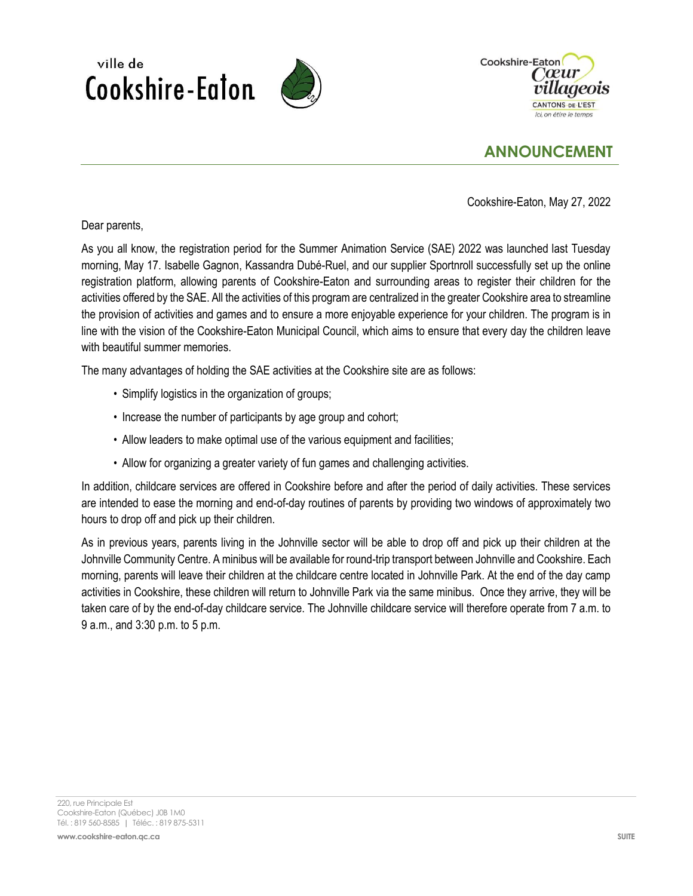ville de
Cookshire-Eaton

Cookshire-Eaton *Cœur villageois*
CANTONS DE L'EST
*Ici, on étire le temps*

## ANNOUNCEMENT

Cookshire-Eaton, May 27, 2022

Dear parents,

As you all know, the registration period for the Summer Animation Service (SAE) 2022 was launched last Tuesday morning, May 17. Isabelle Gagnon, Kassandra Dubé-Ruel, and our supplier Sportnroll successfully set up the online registration platform, allowing parents of Cookshire-Eaton and surrounding areas to register their children for the activities offered by the SAE. All the activities of this program are centralized in the greater Cookshire area to streamline the provision of activities and games and to ensure a more enjoyable experience for your children. The program is in line with the vision of the Cookshire-Eaton Municipal Council, which aims to ensure that every day the children leave with beautiful summer memories.

The many advantages of holding the SAE activities at the Cookshire site are as follows:

- Simplify logistics in the organization of groups;
- Increase the number of participants by age group and cohort;
- Allow leaders to make optimal use of the various equipment and facilities;
- Allow for organizing a greater variety of fun games and challenging activities.

In addition, childcare services are offered in Cookshire before and after the period of daily activities. These services are intended to ease the morning and end-of-day routines of parents by providing two windows of approximately two hours to drop off and pick up their children.

As in previous years, parents living in the Johnville sector will be able to drop off and pick up their children at the Johnville Community Centre. A minibus will be available for round-trip transport between Johnville and Cookshire. Each morning, parents will leave their children at the childcare centre located in Johnville Park. At the end of the day camp activities in Cookshire, these children will return to Johnville Park via the same minibus. Once they arrive, they will be taken care of by the end-of-day childcare service. The Johnville childcare service will therefore operate from 7 a.m. to 9 a.m., and 3:30 p.m. to 5 p.m.

220, rue Principale Est
Cookshire-Eaton (Québec) J0B 1M0
Tél. : 819 560-8585 | Téléc. : 819 875-5311
www.cookshire-eaton.qc.ca

SUITE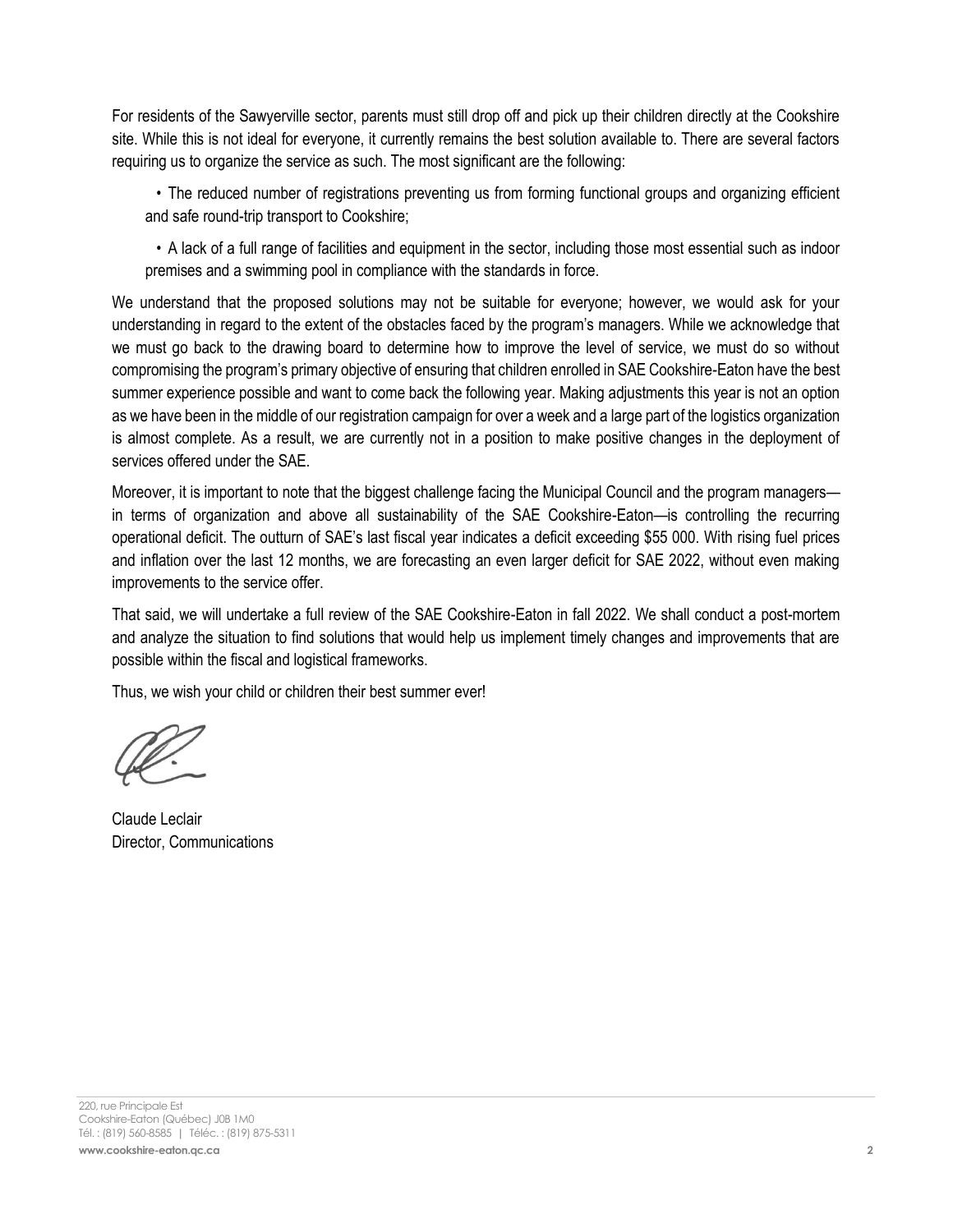For residents of the Sawyerville sector, parents must still drop off and pick up their children directly at the Cookshire site. While this is not ideal for everyone, it currently remains the best solution available to. There are several factors requiring us to organize the service as such. The most significant are the following:

- The reduced number of registrations preventing us from forming functional groups and organizing efficient and safe round-trip transport to Cookshire;
- A lack of a full range of facilities and equipment in the sector, including those most essential such as indoor premises and a swimming pool in compliance with the standards in force.

We understand that the proposed solutions may not be suitable for everyone; however, we would ask for your understanding in regard to the extent of the obstacles faced by the program's managers. While we acknowledge that we must go back to the drawing board to determine how to improve the level of service, we must do so without compromising the program's primary objective of ensuring that children enrolled in SAE Cookshire-Eaton have the best summer experience possible and want to come back the following year. Making adjustments this year is not an option as we have been in the middle of our registration campaign for over a week and a large part of the logistics organization is almost complete. As a result, we are currently not in a position to make positive changes in the deployment of services offered under the SAE.

Moreover, it is important to note that the biggest challenge facing the Municipal Council and the program managers—in terms of organization and above all sustainability of the SAE Cookshire-Eaton—is controlling the recurring operational deficit. The outturn of SAE's last fiscal year indicates a deficit exceeding $55 000. With rising fuel prices and inflation over the last 12 months, we are forecasting an even larger deficit for SAE 2022, without even making improvements to the service offer.

That said, we will undertake a full review of the SAE Cookshire-Eaton in fall 2022. We shall conduct a post-mortem and analyze the situation to find solutions that would help us implement timely changes and improvements that are possible within the fiscal and logistical frameworks.

Thus, we wish your child or children their best summer ever!

Claude Leclair
Director, Communications

220, rue Principale Est
Cookshire-Eaton (Québec) J0B 1M0
Tél. : (819) 560-8585 | Téléc. : (819) 875-5311
www.cookshire-eaton.qc.ca